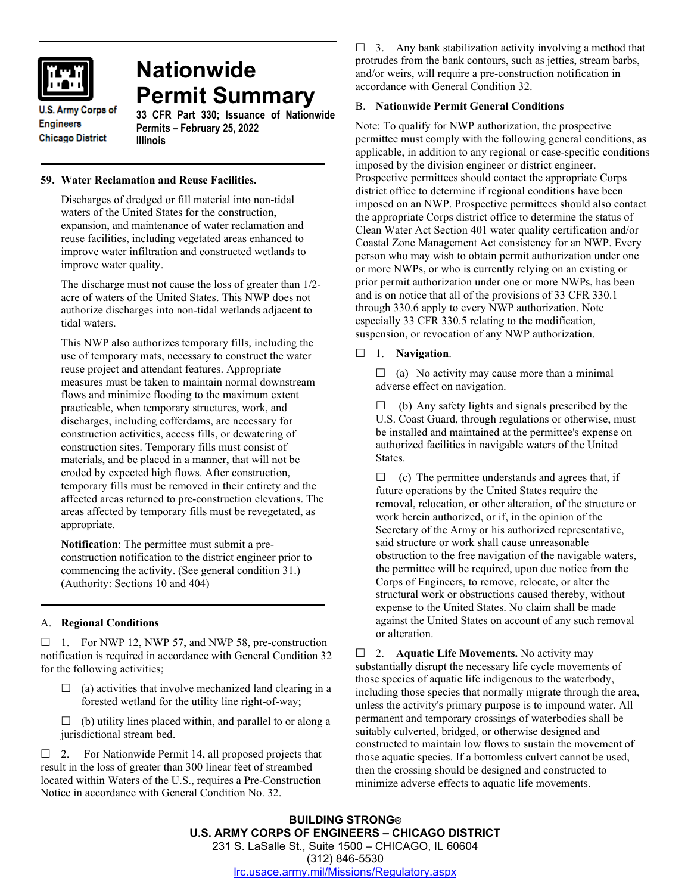U.S. Army Corps of Engineers
Chicago District

# Nationwide Permit Summary

**33 CFR Part 330; Issuance of Nationwide Permits – February 25, 2022**
**Illinois**

## 59. Water Reclamation and Reuse Facilities.

Discharges of dredged or fill material into non-tidal waters of the United States for the construction, expansion, and maintenance of water reclamation and reuse facilities, including vegetated areas enhanced to improve water infiltration and constructed wetlands to improve water quality.

The discharge must not cause the loss of greater than 1/2-acre of waters of the United States. This NWP does not authorize discharges into non-tidal wetlands adjacent to tidal waters.

This NWP also authorizes temporary fills, including the use of temporary mats, necessary to construct the water reuse project and attendant features. Appropriate measures must be taken to maintain normal downstream flows and minimize flooding to the maximum extent practicable, when temporary structures, work, and discharges, including cofferdams, are necessary for construction activities, access fills, or dewatering of construction sites. Temporary fills must consist of materials, and be placed in a manner, that will not be eroded by expected high flows. After construction, temporary fills must be removed in their entirety and the affected areas returned to pre-construction elevations. The areas affected by temporary fills must be revegetated, as appropriate.

**Notification**: The permittee must submit a pre-construction notification to the district engineer prior to commencing the activity. (See general condition 31.) (Authority: Sections 10 and 404)

## A. Regional Conditions

☐ 1. For NWP 12, NWP 57, and NWP 58, pre-construction notification is required in accordance with General Condition 32 for the following activities;

☐ (a) activities that involve mechanized land clearing in a forested wetland for the utility line right-of-way;

☐ (b) utility lines placed within, and parallel to or along a jurisdictional stream bed.

☐ 2. For Nationwide Permit 14, all proposed projects that result in the loss of greater than 300 linear feet of streambed located within Waters of the U.S., requires a Pre-Construction Notice in accordance with General Condition No. 32.

☐ 3. Any bank stabilization activity involving a method that protrudes from the bank contours, such as jetties, stream barbs, and/or weirs, will require a pre-construction notification in accordance with General Condition 32.

## B. Nationwide Permit General Conditions

Note: To qualify for NWP authorization, the prospective permittee must comply with the following general conditions, as applicable, in addition to any regional or case-specific conditions imposed by the division engineer or district engineer. Prospective permittees should contact the appropriate Corps district office to determine if regional conditions have been imposed on an NWP. Prospective permittees should also contact the appropriate Corps district office to determine the status of Clean Water Act Section 401 water quality certification and/or Coastal Zone Management Act consistency for an NWP. Every person who may wish to obtain permit authorization under one or more NWPs, or who is currently relying on an existing or prior permit authorization under one or more NWPs, has been and is on notice that all of the provisions of 33 CFR 330.1 through 330.6 apply to every NWP authorization. Note especially 33 CFR 330.5 relating to the modification, suspension, or revocation of any NWP authorization.

☐ 1. **Navigation**.

☐ (a) No activity may cause more than a minimal adverse effect on navigation.

☐ (b) Any safety lights and signals prescribed by the U.S. Coast Guard, through regulations or otherwise, must be installed and maintained at the permittee's expense on authorized facilities in navigable waters of the United States.

☐ (c) The permittee understands and agrees that, if future operations by the United States require the removal, relocation, or other alteration, of the structure or work herein authorized, or if, in the opinion of the Secretary of the Army or his authorized representative, said structure or work shall cause unreasonable obstruction to the free navigation of the navigable waters, the permittee will be required, upon due notice from the Corps of Engineers, to remove, relocate, or alter the structural work or obstructions caused thereby, without expense to the United States. No claim shall be made against the United States on account of any such removal or alteration.

☐ 2. **Aquatic Life Movements.** No activity may substantially disrupt the necessary life cycle movements of those species of aquatic life indigenous to the waterbody, including those species that normally migrate through the area, unless the activity's primary purpose is to impound water. All permanent and temporary crossings of waterbodies shall be suitably culverted, bridged, or otherwise designed and constructed to maintain low flows to sustain the movement of those aquatic species. If a bottomless culvert cannot be used, then the crossing should be designed and constructed to minimize adverse effects to aquatic life movements.

**BUILDING STRONG®**
**U.S. ARMY CORPS OF ENGINEERS – CHICAGO DISTRICT**
231 S. LaSalle St., Suite 1500 – CHICAGO, IL 60604
(312) 846-5530
lrc.usace.army.mil/Missions/Regulatory.aspx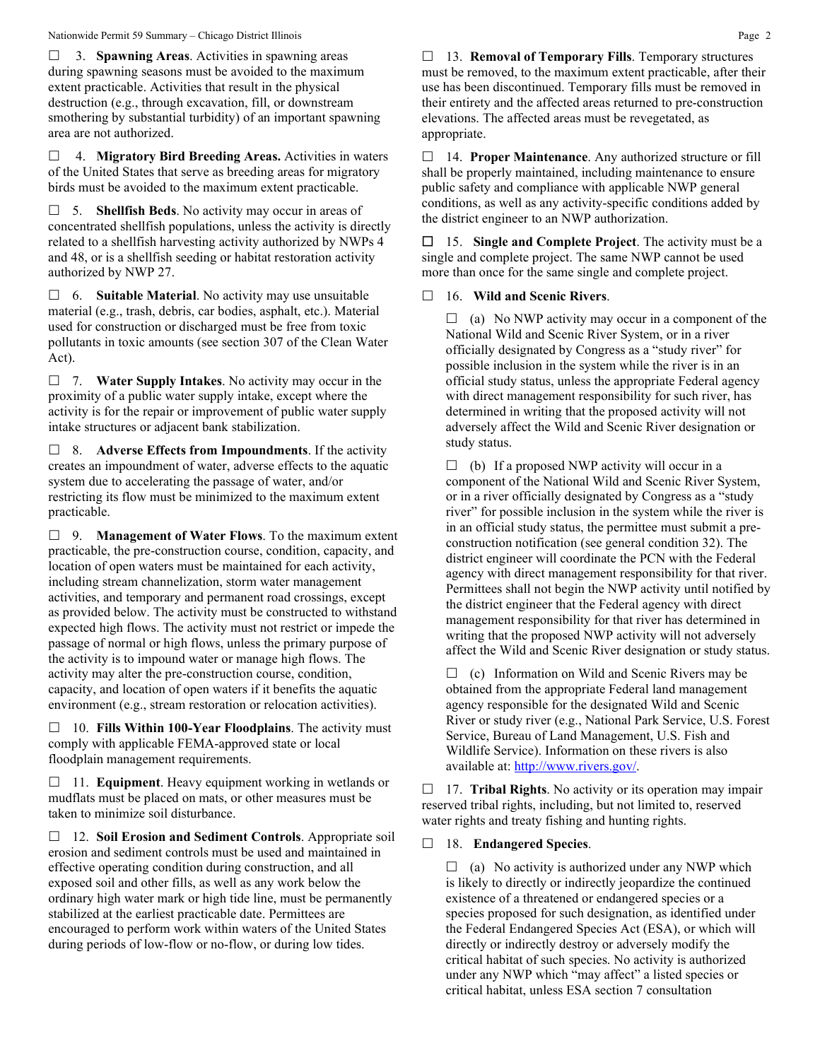☐ 3. **Spawning Areas**. Activities in spawning areas during spawning seasons must be avoided to the maximum extent practicable. Activities that result in the physical destruction (e.g., through excavation, fill, or downstream smothering by substantial turbidity) of an important spawning area are not authorized.

☐ 4. **Migratory Bird Breeding Areas.** Activities in waters of the United States that serve as breeding areas for migratory birds must be avoided to the maximum extent practicable.

☐ 5. **Shellfish Beds**. No activity may occur in areas of concentrated shellfish populations, unless the activity is directly related to a shellfish harvesting activity authorized by NWPs 4 and 48, or is a shellfish seeding or habitat restoration activity authorized by NWP 27.

☐ 6. **Suitable Material**. No activity may use unsuitable material (e.g., trash, debris, car bodies, asphalt, etc.). Material used for construction or discharged must be free from toxic pollutants in toxic amounts (see section 307 of the Clean Water Act).

☐ 7. **Water Supply Intakes**. No activity may occur in the proximity of a public water supply intake, except where the activity is for the repair or improvement of public water supply intake structures or adjacent bank stabilization.

☐ 8. **Adverse Effects from Impoundments**. If the activity creates an impoundment of water, adverse effects to the aquatic system due to accelerating the passage of water, and/or restricting its flow must be minimized to the maximum extent practicable.

☐ 9. **Management of Water Flows**. To the maximum extent practicable, the pre-construction course, condition, capacity, and location of open waters must be maintained for each activity, including stream channelization, storm water management activities, and temporary and permanent road crossings, except as provided below. The activity must be constructed to withstand expected high flows. The activity must not restrict or impede the passage of normal or high flows, unless the primary purpose of the activity is to impound water or manage high flows. The activity may alter the pre-construction course, condition, capacity, and location of open waters if it benefits the aquatic environment (e.g., stream restoration or relocation activities).

☐ 10. **Fills Within 100-Year Floodplains**. The activity must comply with applicable FEMA-approved state or local floodplain management requirements.

☐ 11. **Equipment**. Heavy equipment working in wetlands or mudflats must be placed on mats, or other measures must be taken to minimize soil disturbance.

☐ 12. **Soil Erosion and Sediment Controls**. Appropriate soil erosion and sediment controls must be used and maintained in effective operating condition during construction, and all exposed soil and other fills, as well as any work below the ordinary high water mark or high tide line, must be permanently stabilized at the earliest practicable date. Permittees are encouraged to perform work within waters of the United States during periods of low-flow or no-flow, or during low tides.

☐ 13. **Removal of Temporary Fills**. Temporary structures must be removed, to the maximum extent practicable, after their use has been discontinued. Temporary fills must be removed in their entirety and the affected areas returned to pre-construction elevations. The affected areas must be revegetated, as appropriate.

☐ 14. **Proper Maintenance**. Any authorized structure or fill shall be properly maintained, including maintenance to ensure public safety and compliance with applicable NWP general conditions, as well as any activity-specific conditions added by the district engineer to an NWP authorization.

☐ 15. **Single and Complete Project**. The activity must be a single and complete project. The same NWP cannot be used more than once for the same single and complete project.

☐ 16. **Wild and Scenic Rivers**.

☐ (a) No NWP activity may occur in a component of the National Wild and Scenic River System, or in a river officially designated by Congress as a "study river" for possible inclusion in the system while the river is in an official study status, unless the appropriate Federal agency with direct management responsibility for such river, has determined in writing that the proposed activity will not adversely affect the Wild and Scenic River designation or study status.

☐ (b) If a proposed NWP activity will occur in a component of the National Wild and Scenic River System, or in a river officially designated by Congress as a "study river" for possible inclusion in the system while the river is in an official study status, the permittee must submit a pre-construction notification (see general condition 32). The district engineer will coordinate the PCN with the Federal agency with direct management responsibility for that river. Permittees shall not begin the NWP activity until notified by the district engineer that the Federal agency with direct management responsibility for that river has determined in writing that the proposed NWP activity will not adversely affect the Wild and Scenic River designation or study status.

☐ (c) Information on Wild and Scenic Rivers may be obtained from the appropriate Federal land management agency responsible for the designated Wild and Scenic River or study river (e.g., National Park Service, U.S. Forest Service, Bureau of Land Management, U.S. Fish and Wildlife Service). Information on these rivers is also available at: http://www.rivers.gov/.

☐ 17. **Tribal Rights**. No activity or its operation may impair reserved tribal rights, including, but not limited to, reserved water rights and treaty fishing and hunting rights.

☐ 18. **Endangered Species**.

☐ (a) No activity is authorized under any NWP which is likely to directly or indirectly jeopardize the continued existence of a threatened or endangered species or a species proposed for such designation, as identified under the Federal Endangered Species Act (ESA), or which will directly or indirectly destroy or adversely modify the critical habitat of such species. No activity is authorized under any NWP which "may affect" a listed species or critical habitat, unless ESA section 7 consultation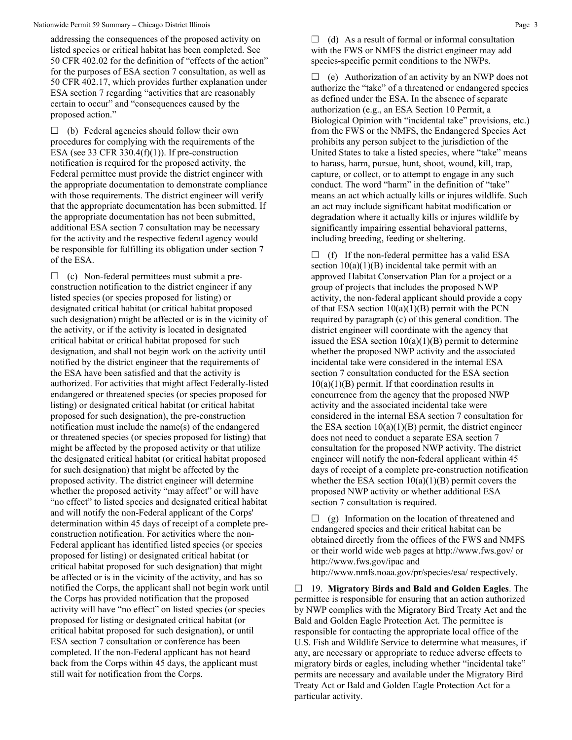addressing the consequences of the proposed activity on listed species or critical habitat has been completed. See 50 CFR 402.02 for the definition of "effects of the action" for the purposes of ESA section 7 consultation, as well as 50 CFR 402.17, which provides further explanation under ESA section 7 regarding "activities that are reasonably certain to occur" and "consequences caused by the proposed action."

☐ (b) Federal agencies should follow their own procedures for complying with the requirements of the ESA (see 33 CFR 330.4(f)(1)). If pre-construction notification is required for the proposed activity, the Federal permittee must provide the district engineer with the appropriate documentation to demonstrate compliance with those requirements. The district engineer will verify that the appropriate documentation has been submitted. If the appropriate documentation has not been submitted, additional ESA section 7 consultation may be necessary for the activity and the respective federal agency would be responsible for fulfilling its obligation under section 7 of the ESA.

☐ (c) Non-federal permittees must submit a pre-construction notification to the district engineer if any listed species (or species proposed for listing) or designated critical habitat (or critical habitat proposed such designation) might be affected or is in the vicinity of the activity, or if the activity is located in designated critical habitat or critical habitat proposed for such designation, and shall not begin work on the activity until notified by the district engineer that the requirements of the ESA have been satisfied and that the activity is authorized. For activities that might affect Federally-listed endangered or threatened species (or species proposed for listing) or designated critical habitat (or critical habitat proposed for such designation), the pre-construction notification must include the name(s) of the endangered or threatened species (or species proposed for listing) that might be affected by the proposed activity or that utilize the designated critical habitat (or critical habitat proposed for such designation) that might be affected by the proposed activity. The district engineer will determine whether the proposed activity "may affect" or will have "no effect" to listed species and designated critical habitat and will notify the non-Federal applicant of the Corps' determination within 45 days of receipt of a complete pre-construction notification. For activities where the non-Federal applicant has identified listed species (or species proposed for listing) or designated critical habitat (or critical habitat proposed for such designation) that might be affected or is in the vicinity of the activity, and has so notified the Corps, the applicant shall not begin work until the Corps has provided notification that the proposed activity will have "no effect" on listed species (or species proposed for listing or designated critical habitat (or critical habitat proposed for such designation), or until ESA section 7 consultation or conference has been completed. If the non-Federal applicant has not heard back from the Corps within 45 days, the applicant must still wait for notification from the Corps.

☐ (d) As a result of formal or informal consultation with the FWS or NMFS the district engineer may add species-specific permit conditions to the NWPs.

☐ (e) Authorization of an activity by an NWP does not authorize the "take" of a threatened or endangered species as defined under the ESA. In the absence of separate authorization (e.g., an ESA Section 10 Permit, a Biological Opinion with "incidental take" provisions, etc.) from the FWS or the NMFS, the Endangered Species Act prohibits any person subject to the jurisdiction of the United States to take a listed species, where "take" means to harass, harm, pursue, hunt, shoot, wound, kill, trap, capture, or collect, or to attempt to engage in any such conduct. The word "harm" in the definition of "take" means an act which actually kills or injures wildlife. Such an act may include significant habitat modification or degradation where it actually kills or injures wildlife by significantly impairing essential behavioral patterns, including breeding, feeding or sheltering.

☐ (f) If the non-federal permittee has a valid ESA section 10(a)(1)(B) incidental take permit with an approved Habitat Conservation Plan for a project or a group of projects that includes the proposed NWP activity, the non-federal applicant should provide a copy of that ESA section 10(a)(1)(B) permit with the PCN required by paragraph (c) of this general condition. The district engineer will coordinate with the agency that issued the ESA section 10(a)(1)(B) permit to determine whether the proposed NWP activity and the associated incidental take were considered in the internal ESA section 7 consultation conducted for the ESA section 10(a)(1)(B) permit. If that coordination results in concurrence from the agency that the proposed NWP activity and the associated incidental take were considered in the internal ESA section 7 consultation for the ESA section 10(a)(1)(B) permit, the district engineer does not need to conduct a separate ESA section 7 consultation for the proposed NWP activity. The district engineer will notify the non-federal applicant within 45 days of receipt of a complete pre-construction notification whether the ESA section 10(a)(1)(B) permit covers the proposed NWP activity or whether additional ESA section 7 consultation is required.

☐ (g) Information on the location of threatened and endangered species and their critical habitat can be obtained directly from the offices of the FWS and NMFS or their world wide web pages at http://www.fws.gov/ or http://www.fws.gov/ipac and http://www.nmfs.noaa.gov/pr/species/esa/ respectively.

☐ 19. **Migratory Birds and Bald and Golden Eagles**. The permittee is responsible for ensuring that an action authorized by NWP complies with the Migratory Bird Treaty Act and the Bald and Golden Eagle Protection Act. The permittee is responsible for contacting the appropriate local office of the U.S. Fish and Wildlife Service to determine what measures, if any, are necessary or appropriate to reduce adverse effects to migratory birds or eagles, including whether "incidental take" permits are necessary and available under the Migratory Bird Treaty Act or Bald and Golden Eagle Protection Act for a particular activity.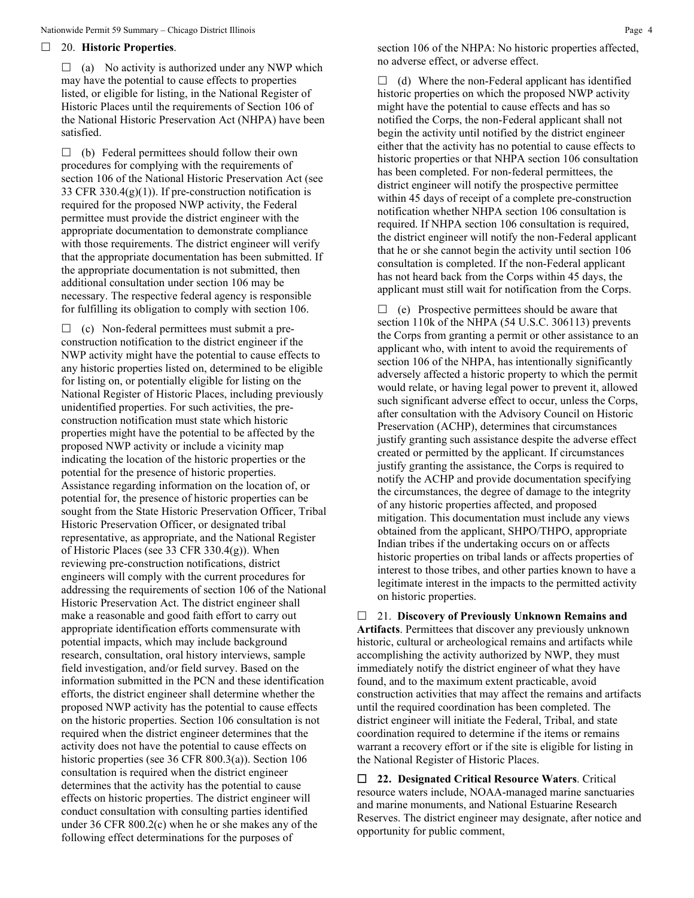☐ 20. **Historic Properties**.

☐ (a) No activity is authorized under any NWP which may have the potential to cause effects to properties listed, or eligible for listing, in the National Register of Historic Places until the requirements of Section 106 of the National Historic Preservation Act (NHPA) have been satisfied.

☐ (b) Federal permittees should follow their own procedures for complying with the requirements of section 106 of the National Historic Preservation Act (see 33 CFR 330.4(g)(1)). If pre-construction notification is required for the proposed NWP activity, the Federal permittee must provide the district engineer with the appropriate documentation to demonstrate compliance with those requirements. The district engineer will verify that the appropriate documentation has been submitted. If the appropriate documentation is not submitted, then additional consultation under section 106 may be necessary. The respective federal agency is responsible for fulfilling its obligation to comply with section 106.

☐ (c) Non-federal permittees must submit a pre-construction notification to the district engineer if the NWP activity might have the potential to cause effects to any historic properties listed on, determined to be eligible for listing on, or potentially eligible for listing on the National Register of Historic Places, including previously unidentified properties. For such activities, the pre-construction notification must state which historic properties might have the potential to be affected by the proposed NWP activity or include a vicinity map indicating the location of the historic properties or the potential for the presence of historic properties. Assistance regarding information on the location of, or potential for, the presence of historic properties can be sought from the State Historic Preservation Officer, Tribal Historic Preservation Officer, or designated tribal representative, as appropriate, and the National Register of Historic Places (see 33 CFR 330.4(g)). When reviewing pre-construction notifications, district engineers will comply with the current procedures for addressing the requirements of section 106 of the National Historic Preservation Act. The district engineer shall make a reasonable and good faith effort to carry out appropriate identification efforts commensurate with potential impacts, which may include background research, consultation, oral history interviews, sample field investigation, and/or field survey. Based on the information submitted in the PCN and these identification efforts, the district engineer shall determine whether the proposed NWP activity has the potential to cause effects on the historic properties. Section 106 consultation is not required when the district engineer determines that the activity does not have the potential to cause effects on historic properties (see 36 CFR 800.3(a)). Section 106 consultation is required when the district engineer determines that the activity has the potential to cause effects on historic properties. The district engineer will conduct consultation with consulting parties identified under 36 CFR 800.2(c) when he or she makes any of the following effect determinations for the purposes of section 106 of the NHPA: No historic properties affected, no adverse effect, or adverse effect.

☐ (d) Where the non-Federal applicant has identified historic properties on which the proposed NWP activity might have the potential to cause effects and has so notified the Corps, the non-Federal applicant shall not begin the activity until notified by the district engineer either that the activity has no potential to cause effects to historic properties or that NHPA section 106 consultation has been completed. For non-federal permittees, the district engineer will notify the prospective permittee within 45 days of receipt of a complete pre-construction notification whether NHPA section 106 consultation is required. If NHPA section 106 consultation is required, the district engineer will notify the non-Federal applicant that he or she cannot begin the activity until section 106 consultation is completed. If the non-Federal applicant has not heard back from the Corps within 45 days, the applicant must still wait for notification from the Corps.

☐ (e) Prospective permittees should be aware that section 110k of the NHPA (54 U.S.C. 306113) prevents the Corps from granting a permit or other assistance to an applicant who, with intent to avoid the requirements of section 106 of the NHPA, has intentionally significantly adversely affected a historic property to which the permit would relate, or having legal power to prevent it, allowed such significant adverse effect to occur, unless the Corps, after consultation with the Advisory Council on Historic Preservation (ACHP), determines that circumstances justify granting such assistance despite the adverse effect created or permitted by the applicant. If circumstances justify granting the assistance, the Corps is required to notify the ACHP and provide documentation specifying the circumstances, the degree of damage to the integrity of any historic properties affected, and proposed mitigation. This documentation must include any views obtained from the applicant, SHPO/THPO, appropriate Indian tribes if the undertaking occurs on or affects historic properties on tribal lands or affects properties of interest to those tribes, and other parties known to have a legitimate interest in the impacts to the permitted activity on historic properties.

☐ 21. **Discovery of Previously Unknown Remains and Artifacts**. Permittees that discover any previously unknown historic, cultural or archeological remains and artifacts while accomplishing the activity authorized by NWP, they must immediately notify the district engineer of what they have found, and to the maximum extent practicable, avoid construction activities that may affect the remains and artifacts until the required coordination has been completed. The district engineer will initiate the Federal, Tribal, and state coordination required to determine if the items or remains warrant a recovery effort or if the site is eligible for listing in the National Register of Historic Places.

☐ **22. Designated Critical Resource Waters**. Critical resource waters include, NOAA-managed marine sanctuaries and marine monuments, and National Estuarine Research Reserves. The district engineer may designate, after notice and opportunity for public comment,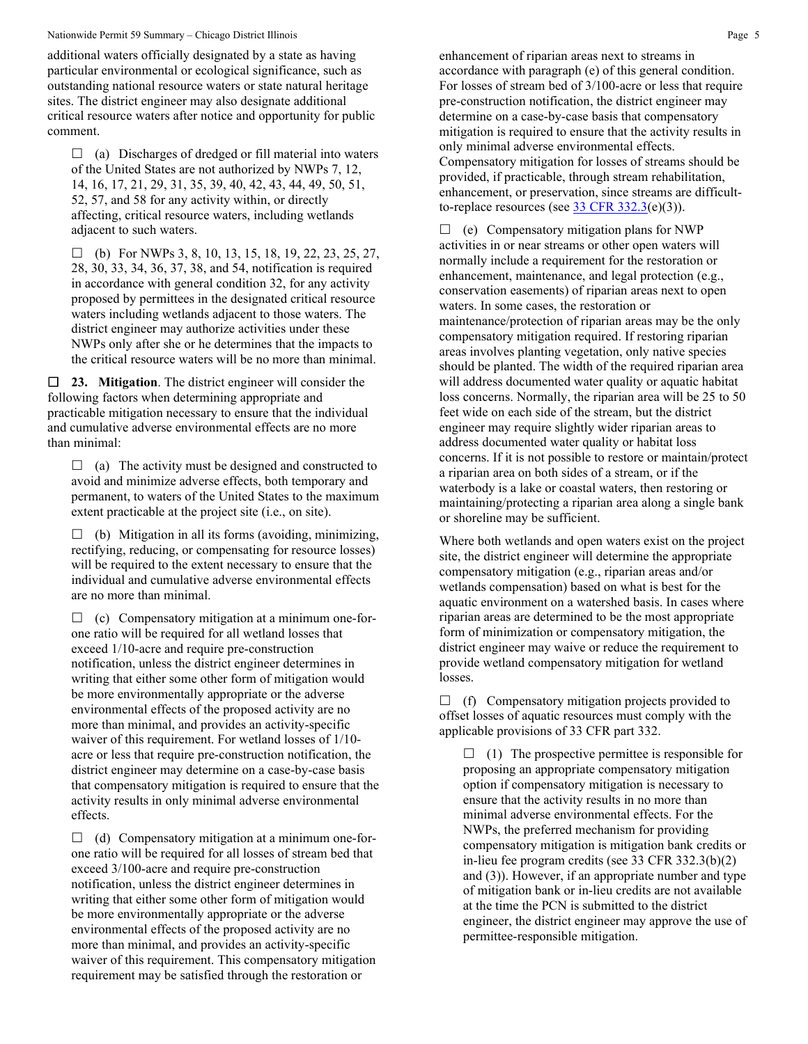additional waters officially designated by a state as having particular environmental or ecological significance, such as outstanding national resource waters or state natural heritage sites. The district engineer may also designate additional critical resource waters after notice and opportunity for public comment.

☐ (a) Discharges of dredged or fill material into waters of the United States are not authorized by NWPs 7, 12, 14, 16, 17, 21, 29, 31, 35, 39, 40, 42, 43, 44, 49, 50, 51, 52, 57, and 58 for any activity within, or directly affecting, critical resource waters, including wetlands adjacent to such waters.

☐ (b) For NWPs 3, 8, 10, 13, 15, 18, 19, 22, 23, 25, 27, 28, 30, 33, 34, 36, 37, 38, and 54, notification is required in accordance with general condition 32, for any activity proposed by permittees in the designated critical resource waters including wetlands adjacent to those waters. The district engineer may authorize activities under these NWPs only after she or he determines that the impacts to the critical resource waters will be no more than minimal.

☐ **23. Mitigation**. The district engineer will consider the following factors when determining appropriate and practicable mitigation necessary to ensure that the individual and cumulative adverse environmental effects are no more than minimal:

☐ (a) The activity must be designed and constructed to avoid and minimize adverse effects, both temporary and permanent, to waters of the United States to the maximum extent practicable at the project site (i.e., on site).

☐ (b) Mitigation in all its forms (avoiding, minimizing, rectifying, reducing, or compensating for resource losses) will be required to the extent necessary to ensure that the individual and cumulative adverse environmental effects are no more than minimal.

☐ (c) Compensatory mitigation at a minimum one-for-one ratio will be required for all wetland losses that exceed 1/10-acre and require pre-construction notification, unless the district engineer determines in writing that either some other form of mitigation would be more environmentally appropriate or the adverse environmental effects of the proposed activity are no more than minimal, and provides an activity-specific waiver of this requirement. For wetland losses of 1/10-acre or less that require pre-construction notification, the district engineer may determine on a case-by-case basis that compensatory mitigation is required to ensure that the activity results in only minimal adverse environmental effects.

☐ (d) Compensatory mitigation at a minimum one-for-one ratio will be required for all losses of stream bed that exceed 3/100-acre and require pre-construction notification, unless the district engineer determines in writing that either some other form of mitigation would be more environmentally appropriate or the adverse environmental effects of the proposed activity are no more than minimal, and provides an activity-specific waiver of this requirement. This compensatory mitigation requirement may be satisfied through the restoration or enhancement of riparian areas next to streams in accordance with paragraph (e) of this general condition. For losses of stream bed of 3/100-acre or less that require pre-construction notification, the district engineer may determine on a case-by-case basis that compensatory mitigation is required to ensure that the activity results in only minimal adverse environmental effects. Compensatory mitigation for losses of streams should be provided, if practicable, through stream rehabilitation, enhancement, or preservation, since streams are difficult-to-replace resources (see 33 CFR 332.3(e)(3)).

☐ (e) Compensatory mitigation plans for NWP activities in or near streams or other open waters will normally include a requirement for the restoration or enhancement, maintenance, and legal protection (e.g., conservation easements) of riparian areas next to open waters. In some cases, the restoration or maintenance/protection of riparian areas may be the only compensatory mitigation required. If restoring riparian areas involves planting vegetation, only native species should be planted. The width of the required riparian area will address documented water quality or aquatic habitat loss concerns. Normally, the riparian area will be 25 to 50 feet wide on each side of the stream, but the district engineer may require slightly wider riparian areas to address documented water quality or habitat loss concerns. If it is not possible to restore or maintain/protect a riparian area on both sides of a stream, or if the waterbody is a lake or coastal waters, then restoring or maintaining/protecting a riparian area along a single bank or shoreline may be sufficient.

Where both wetlands and open waters exist on the project site, the district engineer will determine the appropriate compensatory mitigation (e.g., riparian areas and/or wetlands compensation) based on what is best for the aquatic environment on a watershed basis. In cases where riparian areas are determined to be the most appropriate form of minimization or compensatory mitigation, the district engineer may waive or reduce the requirement to provide wetland compensatory mitigation for wetland losses.

☐ (f) Compensatory mitigation projects provided to offset losses of aquatic resources must comply with the applicable provisions of 33 CFR part 332.

☐ (1) The prospective permittee is responsible for proposing an appropriate compensatory mitigation option if compensatory mitigation is necessary to ensure that the activity results in no more than minimal adverse environmental effects. For the NWPs, the preferred mechanism for providing compensatory mitigation is mitigation bank credits or in-lieu fee program credits (see 33 CFR 332.3(b)(2) and (3)). However, if an appropriate number and type of mitigation bank or in-lieu credits are not available at the time the PCN is submitted to the district engineer, the district engineer may approve the use of permittee-responsible mitigation.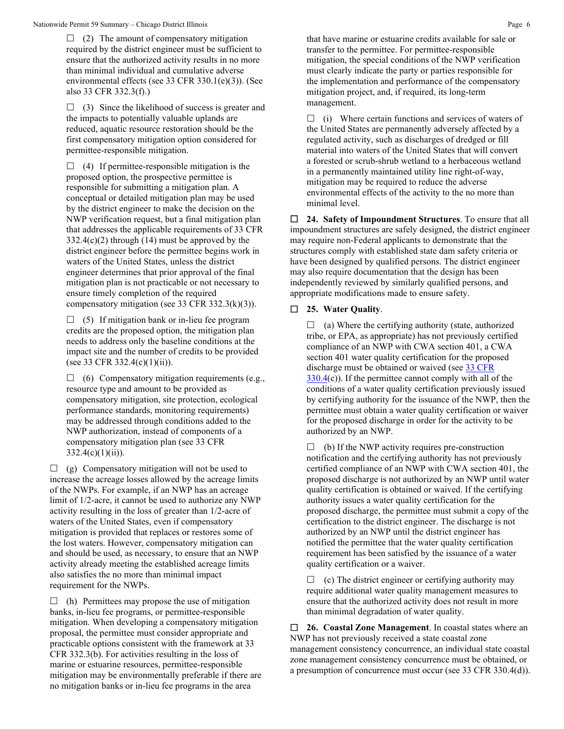☐ (2) The amount of compensatory mitigation required by the district engineer must be sufficient to ensure that the authorized activity results in no more than minimal individual and cumulative adverse environmental effects (see 33 CFR 330.1(e)(3)). (See also 33 CFR 332.3(f).)

☐ (3) Since the likelihood of success is greater and the impacts to potentially valuable uplands are reduced, aquatic resource restoration should be the first compensatory mitigation option considered for permittee-responsible mitigation.

☐ (4) If permittee-responsible mitigation is the proposed option, the prospective permittee is responsible for submitting a mitigation plan. A conceptual or detailed mitigation plan may be used by the district engineer to make the decision on the NWP verification request, but a final mitigation plan that addresses the applicable requirements of 33 CFR 332.4(c)(2) through (14) must be approved by the district engineer before the permittee begins work in waters of the United States, unless the district engineer determines that prior approval of the final mitigation plan is not practicable or not necessary to ensure timely completion of the required compensatory mitigation (see 33 CFR 332.3(k)(3)).

☐ (5) If mitigation bank or in-lieu fee program credits are the proposed option, the mitigation plan needs to address only the baseline conditions at the impact site and the number of credits to be provided (see 33 CFR 332.4(c)(1)(ii)).

☐ (6) Compensatory mitigation requirements (e.g., resource type and amount to be provided as compensatory mitigation, site protection, ecological performance standards, monitoring requirements) may be addressed through conditions added to the NWP authorization, instead of components of a compensatory mitigation plan (see 33 CFR 332.4(c)(1)(ii)).

☐ (g) Compensatory mitigation will not be used to increase the acreage losses allowed by the acreage limits of the NWPs. For example, if an NWP has an acreage limit of 1/2-acre, it cannot be used to authorize any NWP activity resulting in the loss of greater than 1/2-acre of waters of the United States, even if compensatory mitigation is provided that replaces or restores some of the lost waters. However, compensatory mitigation can and should be used, as necessary, to ensure that an NWP activity already meeting the established acreage limits also satisfies the no more than minimal impact requirement for the NWPs.

☐ (h) Permittees may propose the use of mitigation banks, in-lieu fee programs, or permittee-responsible mitigation. When developing a compensatory mitigation proposal, the permittee must consider appropriate and practicable options consistent with the framework at 33 CFR 332.3(b). For activities resulting in the loss of marine or estuarine resources, permittee-responsible mitigation may be environmentally preferable if there are no mitigation banks or in-lieu fee programs in the area that have marine or estuarine credits available for sale or transfer to the permittee. For permittee-responsible mitigation, the special conditions of the NWP verification must clearly indicate the party or parties responsible for the implementation and performance of the compensatory mitigation project, and, if required, its long-term management.

☐ (i) Where certain functions and services of waters of the United States are permanently adversely affected by a regulated activity, such as discharges of dredged or fill material into waters of the United States that will convert a forested or scrub-shrub wetland to a herbaceous wetland in a permanently maintained utility line right-of-way, mitigation may be required to reduce the adverse environmental effects of the activity to the no more than minimal level.

☐ **24. Safety of Impoundment Structures**. To ensure that all impoundment structures are safely designed, the district engineer may require non-Federal applicants to demonstrate that the structures comply with established state dam safety criteria or have been designed by qualified persons. The district engineer may also require documentation that the design has been independently reviewed by similarly qualified persons, and appropriate modifications made to ensure safety.

☐ **25. Water Quality**.

☐ (a) Where the certifying authority (state, authorized tribe, or EPA, as appropriate) has not previously certified compliance of an NWP with CWA section 401, a CWA section 401 water quality certification for the proposed discharge must be obtained or waived (see 33 CFR 330.4(c)). If the permittee cannot comply with all of the conditions of a water quality certification previously issued by certifying authority for the issuance of the NWP, then the permittee must obtain a water quality certification or waiver for the proposed discharge in order for the activity to be authorized by an NWP.

☐ (b) If the NWP activity requires pre-construction notification and the certifying authority has not previously certified compliance of an NWP with CWA section 401, the proposed discharge is not authorized by an NWP until water quality certification is obtained or waived. If the certifying authority issues a water quality certification for the proposed discharge, the permittee must submit a copy of the certification to the district engineer. The discharge is not authorized by an NWP until the district engineer has notified the permittee that the water quality certification requirement has been satisfied by the issuance of a water quality certification or a waiver.

☐ (c) The district engineer or certifying authority may require additional water quality management measures to ensure that the authorized activity does not result in more than minimal degradation of water quality.

☐ **26. Coastal Zone Management**. In coastal states where an NWP has not previously received a state coastal zone management consistency concurrence, an individual state coastal zone management consistency concurrence must be obtained, or a presumption of concurrence must occur (see 33 CFR 330.4(d)).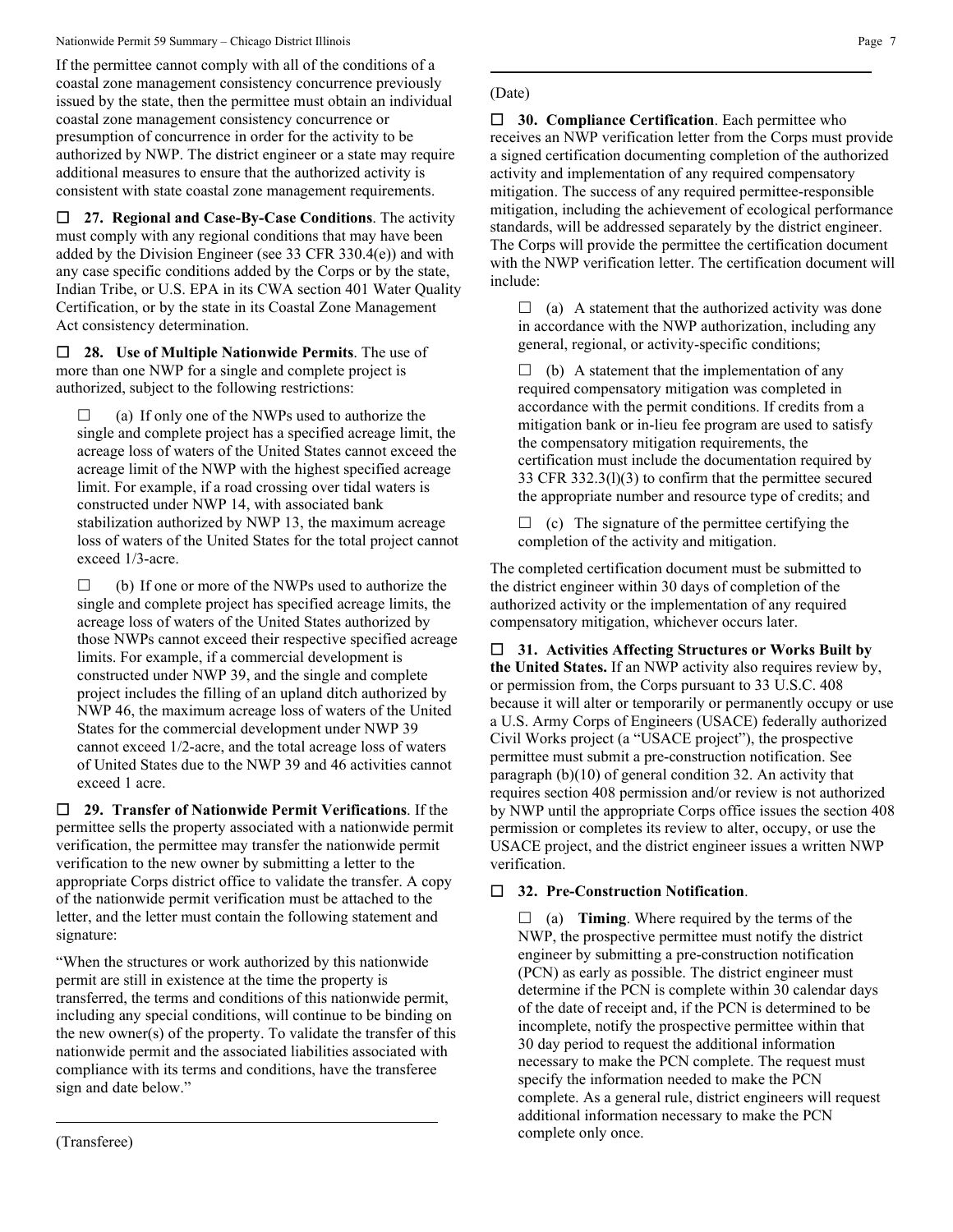If the permittee cannot comply with all of the conditions of a coastal zone management consistency concurrence previously issued by the state, then the permittee must obtain an individual coastal zone management consistency concurrence or presumption of concurrence in order for the activity to be authorized by NWP. The district engineer or a state may require additional measures to ensure that the authorized activity is consistent with state coastal zone management requirements.

☐ **27. Regional and Case-By-Case Conditions**. The activity must comply with any regional conditions that may have been added by the Division Engineer (see 33 CFR 330.4(e)) and with any case specific conditions added by the Corps or by the state, Indian Tribe, or U.S. EPA in its CWA section 401 Water Quality Certification, or by the state in its Coastal Zone Management Act consistency determination.

☐ **28. Use of Multiple Nationwide Permits**. The use of more than one NWP for a single and complete project is authorized, subject to the following restrictions:

☐ (a) If only one of the NWPs used to authorize the single and complete project has a specified acreage limit, the acreage loss of waters of the United States cannot exceed the acreage limit of the NWP with the highest specified acreage limit. For example, if a road crossing over tidal waters is constructed under NWP 14, with associated bank stabilization authorized by NWP 13, the maximum acreage loss of waters of the United States for the total project cannot exceed 1/3-acre.

☐ (b) If one or more of the NWPs used to authorize the single and complete project has specified acreage limits, the acreage loss of waters of the United States authorized by those NWPs cannot exceed their respective specified acreage limits. For example, if a commercial development is constructed under NWP 39, and the single and complete project includes the filling of an upland ditch authorized by NWP 46, the maximum acreage loss of waters of the United States for the commercial development under NWP 39 cannot exceed 1/2-acre, and the total acreage loss of waters of United States due to the NWP 39 and 46 activities cannot exceed 1 acre.

☐ **29. Transfer of Nationwide Permit Verifications**. If the permittee sells the property associated with a nationwide permit verification, the permittee may transfer the nationwide permit verification to the new owner by submitting a letter to the appropriate Corps district office to validate the transfer. A copy of the nationwide permit verification must be attached to the letter, and the letter must contain the following statement and signature:

"When the structures or work authorized by this nationwide permit are still in existence at the time the property is transferred, the terms and conditions of this nationwide permit, including any special conditions, will continue to be binding on the new owner(s) of the property. To validate the transfer of this nationwide permit and the associated liabilities associated with compliance with its terms and conditions, have the transferee sign and date below."

\_\_\_\_\_\_\_\_\_\_\_\_\_\_\_\_\_\_\_\_\_\_\_\_\_\_\_\_\_\_\_\_\_\_\_\_\_\_\_\_\_\_\_\_

(Transferee)

\_\_\_\_\_\_\_\_\_\_\_\_\_\_\_\_\_\_\_\_\_\_\_\_\_\_\_\_\_\_\_\_\_\_\_\_\_\_\_\_\_\_\_\_

(Date)

☐ **30. Compliance Certification**. Each permittee who receives an NWP verification letter from the Corps must provide a signed certification documenting completion of the authorized activity and implementation of any required compensatory mitigation. The success of any required permittee-responsible mitigation, including the achievement of ecological performance standards, will be addressed separately by the district engineer. The Corps will provide the permittee the certification document with the NWP verification letter. The certification document will include:

☐ (a) A statement that the authorized activity was done in accordance with the NWP authorization, including any general, regional, or activity-specific conditions;

☐ (b) A statement that the implementation of any required compensatory mitigation was completed in accordance with the permit conditions. If credits from a mitigation bank or in-lieu fee program are used to satisfy the compensatory mitigation requirements, the certification must include the documentation required by 33 CFR 332.3(l)(3) to confirm that the permittee secured the appropriate number and resource type of credits; and

☐ (c) The signature of the permittee certifying the completion of the activity and mitigation.

The completed certification document must be submitted to the district engineer within 30 days of completion of the authorized activity or the implementation of any required compensatory mitigation, whichever occurs later.

☐ **31. Activities Affecting Structures or Works Built by the United States.** If an NWP activity also requires review by, or permission from, the Corps pursuant to 33 U.S.C. 408 because it will alter or temporarily or permanently occupy or use a U.S. Army Corps of Engineers (USACE) federally authorized Civil Works project (a "USACE project"), the prospective permittee must submit a pre-construction notification. See paragraph (b)(10) of general condition 32. An activity that requires section 408 permission and/or review is not authorized by NWP until the appropriate Corps office issues the section 408 permission or completes its review to alter, occupy, or use the USACE project, and the district engineer issues a written NWP verification.

☐ **32. Pre-Construction Notification**.

☐ (a) **Timing**. Where required by the terms of the NWP, the prospective permittee must notify the district engineer by submitting a pre-construction notification (PCN) as early as possible. The district engineer must determine if the PCN is complete within 30 calendar days of the date of receipt and, if the PCN is determined to be incomplete, notify the prospective permittee within that 30 day period to request the additional information necessary to make the PCN complete. The request must specify the information needed to make the PCN complete. As a general rule, district engineers will request additional information necessary to make the PCN complete only once.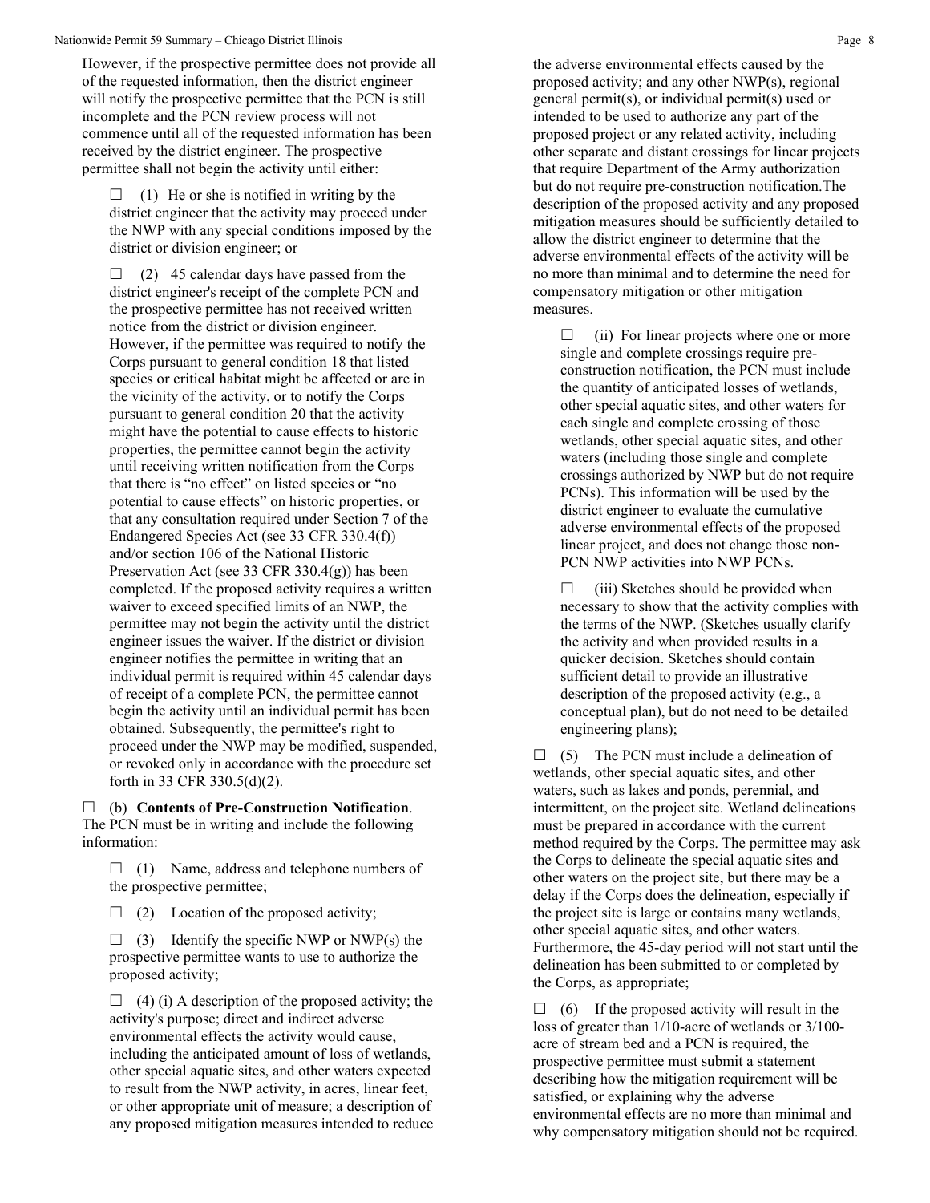However, if the prospective permittee does not provide all of the requested information, then the district engineer will notify the prospective permittee that the PCN is still incomplete and the PCN review process will not commence until all of the requested information has been received by the district engineer. The prospective permittee shall not begin the activity until either:

☐ (1) He or she is notified in writing by the district engineer that the activity may proceed under the NWP with any special conditions imposed by the district or division engineer; or

☐ (2) 45 calendar days have passed from the district engineer's receipt of the complete PCN and the prospective permittee has not received written notice from the district or division engineer. However, if the permittee was required to notify the Corps pursuant to general condition 18 that listed species or critical habitat might be affected or are in the vicinity of the activity, or to notify the Corps pursuant to general condition 20 that the activity might have the potential to cause effects to historic properties, the permittee cannot begin the activity until receiving written notification from the Corps that there is "no effect" on listed species or "no potential to cause effects" on historic properties, or that any consultation required under Section 7 of the Endangered Species Act (see 33 CFR 330.4(f)) and/or section 106 of the National Historic Preservation Act (see 33 CFR 330.4(g)) has been completed. If the proposed activity requires a written waiver to exceed specified limits of an NWP, the permittee may not begin the activity until the district engineer issues the waiver. If the district or division engineer notifies the permittee in writing that an individual permit is required within 45 calendar days of receipt of a complete PCN, the permittee cannot begin the activity until an individual permit has been obtained. Subsequently, the permittee's right to proceed under the NWP may be modified, suspended, or revoked only in accordance with the procedure set forth in 33 CFR 330.5(d)(2).

☐ (b) **Contents of Pre-Construction Notification**. The PCN must be in writing and include the following information:

☐ (1) Name, address and telephone numbers of the prospective permittee;

☐ (2) Location of the proposed activity;

☐ (3) Identify the specific NWP or NWP(s) the prospective permittee wants to use to authorize the proposed activity;

☐ (4) (i) A description of the proposed activity; the activity's purpose; direct and indirect adverse environmental effects the activity would cause, including the anticipated amount of loss of wetlands, other special aquatic sites, and other waters expected to result from the NWP activity, in acres, linear feet, or other appropriate unit of measure; a description of any proposed mitigation measures intended to reduce the adverse environmental effects caused by the proposed activity; and any other NWP(s), regional general permit(s), or individual permit(s) used or intended to be used to authorize any part of the proposed project or any related activity, including other separate and distant crossings for linear projects that require Department of the Army authorization but do not require pre-construction notification.The description of the proposed activity and any proposed mitigation measures should be sufficiently detailed to allow the district engineer to determine that the adverse environmental effects of the activity will be no more than minimal and to determine the need for compensatory mitigation or other mitigation measures.

☐ (ii) For linear projects where one or more single and complete crossings require pre-construction notification, the PCN must include the quantity of anticipated losses of wetlands, other special aquatic sites, and other waters for each single and complete crossing of those wetlands, other special aquatic sites, and other waters (including those single and complete crossings authorized by NWP but do not require PCNs). This information will be used by the district engineer to evaluate the cumulative adverse environmental effects of the proposed linear project, and does not change those non-PCN NWP activities into NWP PCNs.

☐ (iii) Sketches should be provided when necessary to show that the activity complies with the terms of the NWP. (Sketches usually clarify the activity and when provided results in a quicker decision. Sketches should contain sufficient detail to provide an illustrative description of the proposed activity (e.g., a conceptual plan), but do not need to be detailed engineering plans);

☐ (5) The PCN must include a delineation of wetlands, other special aquatic sites, and other waters, such as lakes and ponds, perennial, and intermittent, on the project site. Wetland delineations must be prepared in accordance with the current method required by the Corps. The permittee may ask the Corps to delineate the special aquatic sites and other waters on the project site, but there may be a delay if the Corps does the delineation, especially if the project site is large or contains many wetlands, other special aquatic sites, and other waters. Furthermore, the 45-day period will not start until the delineation has been submitted to or completed by the Corps, as appropriate;

☐ (6) If the proposed activity will result in the loss of greater than 1/10-acre of wetlands or 3/100-acre of stream bed and a PCN is required, the prospective permittee must submit a statement describing how the mitigation requirement will be satisfied, or explaining why the adverse environmental effects are no more than minimal and why compensatory mitigation should not be required.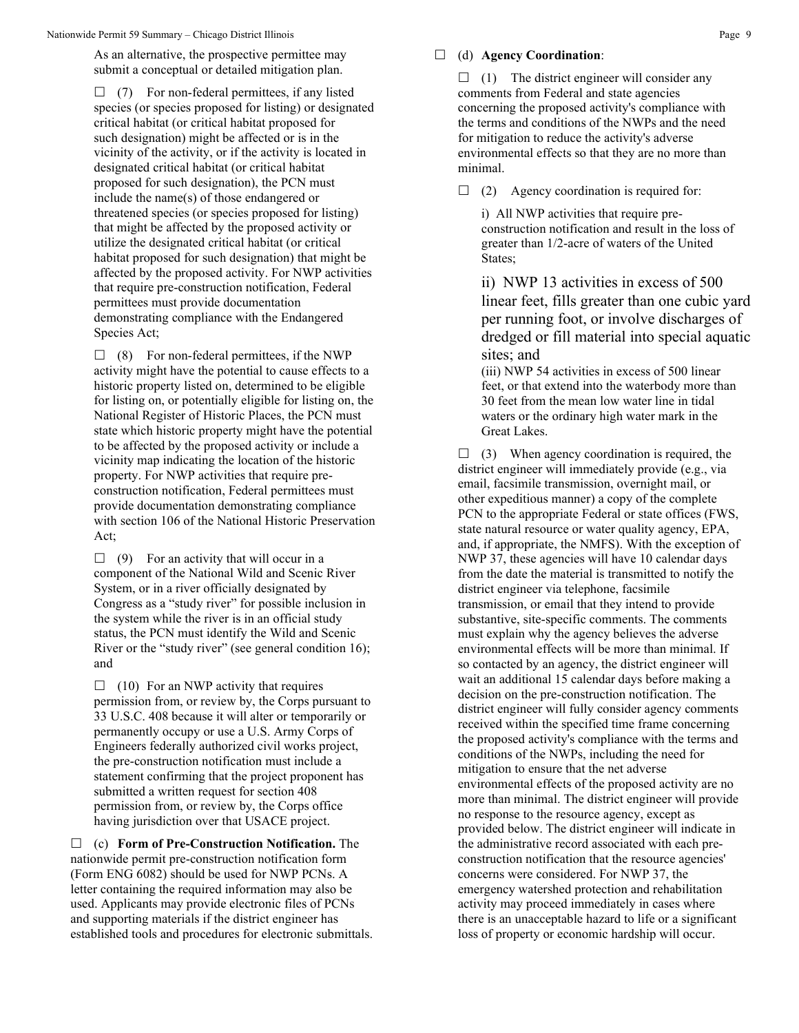As an alternative, the prospective permittee may submit a conceptual or detailed mitigation plan.

☐ (7) For non-federal permittees, if any listed species (or species proposed for listing) or designated critical habitat (or critical habitat proposed for such designation) might be affected or is in the vicinity of the activity, or if the activity is located in designated critical habitat (or critical habitat proposed for such designation), the PCN must include the name(s) of those endangered or threatened species (or species proposed for listing) that might be affected by the proposed activity or utilize the designated critical habitat (or critical habitat proposed for such designation) that might be affected by the proposed activity. For NWP activities that require pre-construction notification, Federal permittees must provide documentation demonstrating compliance with the Endangered Species Act;

☐ (8) For non-federal permittees, if the NWP activity might have the potential to cause effects to a historic property listed on, determined to be eligible for listing on, or potentially eligible for listing on, the National Register of Historic Places, the PCN must state which historic property might have the potential to be affected by the proposed activity or include a vicinity map indicating the location of the historic property. For NWP activities that require pre-construction notification, Federal permittees must provide documentation demonstrating compliance with section 106 of the National Historic Preservation Act;

☐ (9) For an activity that will occur in a component of the National Wild and Scenic River System, or in a river officially designated by Congress as a "study river" for possible inclusion in the system while the river is in an official study status, the PCN must identify the Wild and Scenic River or the "study river" (see general condition 16); and

☐ (10) For an NWP activity that requires permission from, or review by, the Corps pursuant to 33 U.S.C. 408 because it will alter or temporarily or permanently occupy or use a U.S. Army Corps of Engineers federally authorized civil works project, the pre-construction notification must include a statement confirming that the project proponent has submitted a written request for section 408 permission from, or review by, the Corps office having jurisdiction over that USACE project.

☐ (c) **Form of Pre-Construction Notification.** The nationwide permit pre-construction notification form (Form ENG 6082) should be used for NWP PCNs. A letter containing the required information may also be used. Applicants may provide electronic files of PCNs and supporting materials if the district engineer has established tools and procedures for electronic submittals.

☐ (d) **Agency Coordination**:

☐ (1) The district engineer will consider any comments from Federal and state agencies concerning the proposed activity's compliance with the terms and conditions of the NWPs and the need for mitigation to reduce the activity's adverse environmental effects so that they are no more than minimal.

☐ (2) Agency coordination is required for:

i) All NWP activities that require pre-construction notification and result in the loss of greater than 1/2-acre of waters of the United States;

ii) NWP 13 activities in excess of 500 linear feet, fills greater than one cubic yard per running foot, or involve discharges of dredged or fill material into special aquatic sites; and

(iii) NWP 54 activities in excess of 500 linear feet, or that extend into the waterbody more than 30 feet from the mean low water line in tidal waters or the ordinary high water mark in the Great Lakes.

☐ (3) When agency coordination is required, the district engineer will immediately provide (e.g., via email, facsimile transmission, overnight mail, or other expeditious manner) a copy of the complete PCN to the appropriate Federal or state offices (FWS, state natural resource or water quality agency, EPA, and, if appropriate, the NMFS). With the exception of NWP 37, these agencies will have 10 calendar days from the date the material is transmitted to notify the district engineer via telephone, facsimile transmission, or email that they intend to provide substantive, site-specific comments. The comments must explain why the agency believes the adverse environmental effects will be more than minimal. If so contacted by an agency, the district engineer will wait an additional 15 calendar days before making a decision on the pre-construction notification. The district engineer will fully consider agency comments received within the specified time frame concerning the proposed activity's compliance with the terms and conditions of the NWPs, including the need for mitigation to ensure that the net adverse environmental effects of the proposed activity are no more than minimal. The district engineer will provide no response to the resource agency, except as provided below. The district engineer will indicate in the administrative record associated with each pre-construction notification that the resource agencies' concerns were considered. For NWP 37, the emergency watershed protection and rehabilitation activity may proceed immediately in cases where there is an unacceptable hazard to life or a significant loss of property or economic hardship will occur.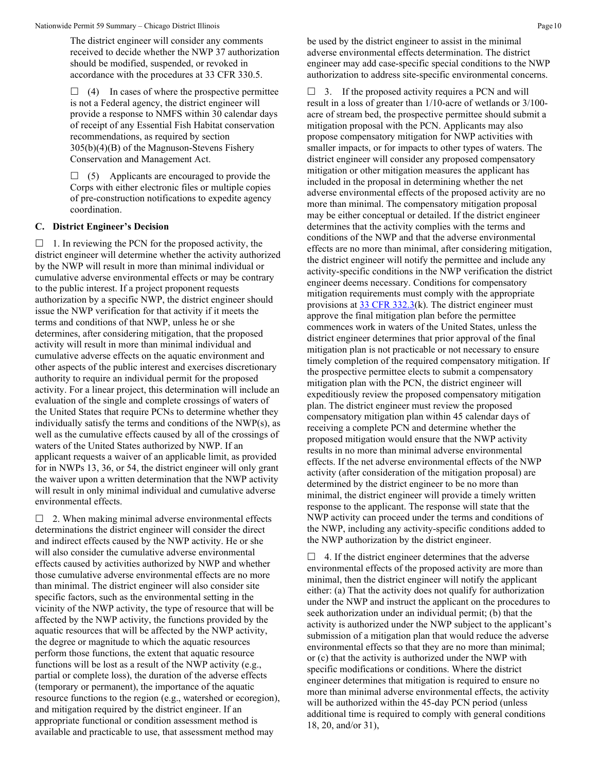The district engineer will consider any comments received to decide whether the NWP 37 authorization should be modified, suspended, or revoked in accordance with the procedures at 33 CFR 330.5.

☐ (4) In cases of where the prospective permittee is not a Federal agency, the district engineer will provide a response to NMFS within 30 calendar days of receipt of any Essential Fish Habitat conservation recommendations, as required by section 305(b)(4)(B) of the Magnuson-Stevens Fishery Conservation and Management Act.

☐ (5) Applicants are encouraged to provide the Corps with either electronic files or multiple copies of pre-construction notifications to expedite agency coordination.

## C. District Engineer's Decision

☐ 1. In reviewing the PCN for the proposed activity, the district engineer will determine whether the activity authorized by the NWP will result in more than minimal individual or cumulative adverse environmental effects or may be contrary to the public interest. If a project proponent requests authorization by a specific NWP, the district engineer should issue the NWP verification for that activity if it meets the terms and conditions of that NWP, unless he or she determines, after considering mitigation, that the proposed activity will result in more than minimal individual and cumulative adverse effects on the aquatic environment and other aspects of the public interest and exercises discretionary authority to require an individual permit for the proposed activity. For a linear project, this determination will include an evaluation of the single and complete crossings of waters of the United States that require PCNs to determine whether they individually satisfy the terms and conditions of the NWP(s), as well as the cumulative effects caused by all of the crossings of waters of the United States authorized by NWP. If an applicant requests a waiver of an applicable limit, as provided for in NWPs 13, 36, or 54, the district engineer will only grant the waiver upon a written determination that the NWP activity will result in only minimal individual and cumulative adverse environmental effects.

☐ 2. When making minimal adverse environmental effects determinations the district engineer will consider the direct and indirect effects caused by the NWP activity. He or she will also consider the cumulative adverse environmental effects caused by activities authorized by NWP and whether those cumulative adverse environmental effects are no more than minimal. The district engineer will also consider site specific factors, such as the environmental setting in the vicinity of the NWP activity, the type of resource that will be affected by the NWP activity, the functions provided by the aquatic resources that will be affected by the NWP activity, the degree or magnitude to which the aquatic resources perform those functions, the extent that aquatic resource functions will be lost as a result of the NWP activity (e.g., partial or complete loss), the duration of the adverse effects (temporary or permanent), the importance of the aquatic resource functions to the region (e.g., watershed or ecoregion), and mitigation required by the district engineer. If an appropriate functional or condition assessment method is available and practicable to use, that assessment method may be used by the district engineer to assist in the minimal adverse environmental effects determination. The district engineer may add case-specific special conditions to the NWP authorization to address site-specific environmental concerns.

☐ 3. If the proposed activity requires a PCN and will result in a loss of greater than 1/10-acre of wetlands or 3/100-acre of stream bed, the prospective permittee should submit a mitigation proposal with the PCN. Applicants may also propose compensatory mitigation for NWP activities with smaller impacts, or for impacts to other types of waters. The district engineer will consider any proposed compensatory mitigation or other mitigation measures the applicant has included in the proposal in determining whether the net adverse environmental effects of the proposed activity are no more than minimal. The compensatory mitigation proposal may be either conceptual or detailed. If the district engineer determines that the activity complies with the terms and conditions of the NWP and that the adverse environmental effects are no more than minimal, after considering mitigation, the district engineer will notify the permittee and include any activity-specific conditions in the NWP verification the district engineer deems necessary. Conditions for compensatory mitigation requirements must comply with the appropriate provisions at 33 CFR 332.3(k). The district engineer must approve the final mitigation plan before the permittee commences work in waters of the United States, unless the district engineer determines that prior approval of the final mitigation plan is not practicable or not necessary to ensure timely completion of the required compensatory mitigation. If the prospective permittee elects to submit a compensatory mitigation plan with the PCN, the district engineer will expeditiously review the proposed compensatory mitigation plan. The district engineer must review the proposed compensatory mitigation plan within 45 calendar days of receiving a complete PCN and determine whether the proposed mitigation would ensure that the NWP activity results in no more than minimal adverse environmental effects. If the net adverse environmental effects of the NWP activity (after consideration of the mitigation proposal) are determined by the district engineer to be no more than minimal, the district engineer will provide a timely written response to the applicant. The response will state that the NWP activity can proceed under the terms and conditions of the NWP, including any activity-specific conditions added to the NWP authorization by the district engineer.

☐ 4. If the district engineer determines that the adverse environmental effects of the proposed activity are more than minimal, then the district engineer will notify the applicant either: (a) That the activity does not qualify for authorization under the NWP and instruct the applicant on the procedures to seek authorization under an individual permit; (b) that the activity is authorized under the NWP subject to the applicant's submission of a mitigation plan that would reduce the adverse environmental effects so that they are no more than minimal; or (c) that the activity is authorized under the NWP with specific modifications or conditions. Where the district engineer determines that mitigation is required to ensure no more than minimal adverse environmental effects, the activity will be authorized within the 45-day PCN period (unless additional time is required to comply with general conditions 18, 20, and/or 31),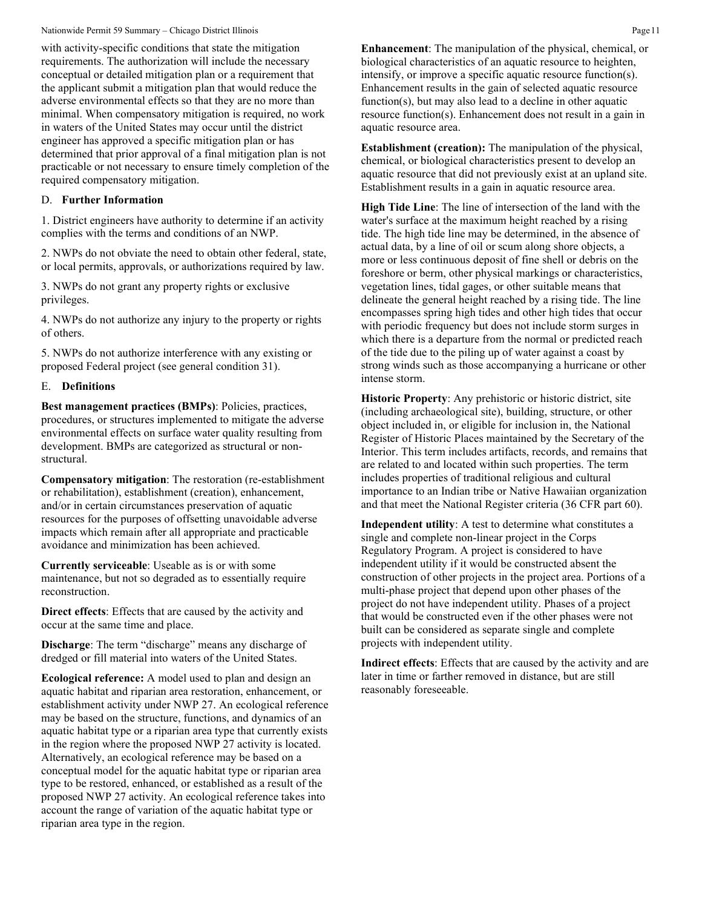with activity-specific conditions that state the mitigation requirements. The authorization will include the necessary conceptual or detailed mitigation plan or a requirement that the applicant submit a mitigation plan that would reduce the adverse environmental effects so that they are no more than minimal. When compensatory mitigation is required, no work in waters of the United States may occur until the district engineer has approved a specific mitigation plan or has determined that prior approval of a final mitigation plan is not practicable or not necessary to ensure timely completion of the required compensatory mitigation.

## D. **Further Information**

1. District engineers have authority to determine if an activity complies with the terms and conditions of an NWP.

2. NWPs do not obviate the need to obtain other federal, state, or local permits, approvals, or authorizations required by law.

3. NWPs do not grant any property rights or exclusive privileges.

4. NWPs do not authorize any injury to the property or rights of others.

5. NWPs do not authorize interference with any existing or proposed Federal project (see general condition 31).

## E. **Definitions**

**Best management practices (BMPs)**: Policies, practices, procedures, or structures implemented to mitigate the adverse environmental effects on surface water quality resulting from development. BMPs are categorized as structural or non-structural.

**Compensatory mitigation**: The restoration (re-establishment or rehabilitation), establishment (creation), enhancement, and/or in certain circumstances preservation of aquatic resources for the purposes of offsetting unavoidable adverse impacts which remain after all appropriate and practicable avoidance and minimization has been achieved.

**Currently serviceable**: Useable as is or with some maintenance, but not so degraded as to essentially require reconstruction.

**Direct effects**: Effects that are caused by the activity and occur at the same time and place.

**Discharge**: The term “discharge” means any discharge of dredged or fill material into waters of the United States.

**Ecological reference:** A model used to plan and design an aquatic habitat and riparian area restoration, enhancement, or establishment activity under NWP 27. An ecological reference may be based on the structure, functions, and dynamics of an aquatic habitat type or a riparian area type that currently exists in the region where the proposed NWP 27 activity is located. Alternatively, an ecological reference may be based on a conceptual model for the aquatic habitat type or riparian area type to be restored, enhanced, or established as a result of the proposed NWP 27 activity. An ecological reference takes into account the range of variation of the aquatic habitat type or riparian area type in the region.

**Enhancement**: The manipulation of the physical, chemical, or biological characteristics of an aquatic resource to heighten, intensify, or improve a specific aquatic resource function(s). Enhancement results in the gain of selected aquatic resource function(s), but may also lead to a decline in other aquatic resource function(s). Enhancement does not result in a gain in aquatic resource area.

**Establishment (creation):** The manipulation of the physical, chemical, or biological characteristics present to develop an aquatic resource that did not previously exist at an upland site. Establishment results in a gain in aquatic resource area.

**High Tide Line**: The line of intersection of the land with the water's surface at the maximum height reached by a rising tide. The high tide line may be determined, in the absence of actual data, by a line of oil or scum along shore objects, a more or less continuous deposit of fine shell or debris on the foreshore or berm, other physical markings or characteristics, vegetation lines, tidal gages, or other suitable means that delineate the general height reached by a rising tide. The line encompasses spring high tides and other high tides that occur with periodic frequency but does not include storm surges in which there is a departure from the normal or predicted reach of the tide due to the piling up of water against a coast by strong winds such as those accompanying a hurricane or other intense storm.

**Historic Property**: Any prehistoric or historic district, site (including archaeological site), building, structure, or other object included in, or eligible for inclusion in, the National Register of Historic Places maintained by the Secretary of the Interior. This term includes artifacts, records, and remains that are related to and located within such properties. The term includes properties of traditional religious and cultural importance to an Indian tribe or Native Hawaiian organization and that meet the National Register criteria (36 CFR part 60).

**Independent utility**: A test to determine what constitutes a single and complete non-linear project in the Corps Regulatory Program. A project is considered to have independent utility if it would be constructed absent the construction of other projects in the project area. Portions of a multi-phase project that depend upon other phases of the project do not have independent utility. Phases of a project that would be constructed even if the other phases were not built can be considered as separate single and complete projects with independent utility.

**Indirect effects**: Effects that are caused by the activity and are later in time or farther removed in distance, but are still reasonably foreseeable.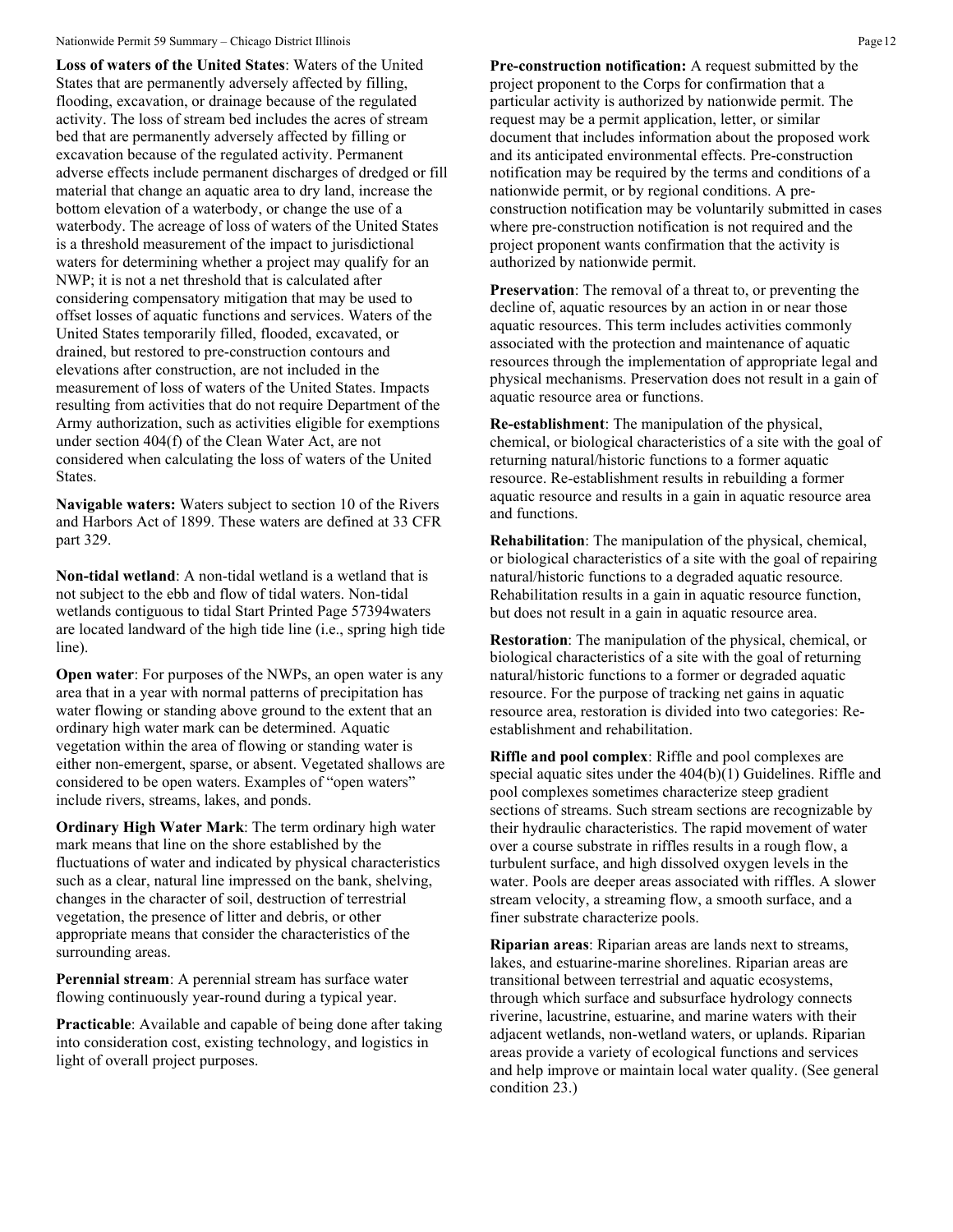**Loss of waters of the United States**: Waters of the United States that are permanently adversely affected by filling, flooding, excavation, or drainage because of the regulated activity. The loss of stream bed includes the acres of stream bed that are permanently adversely affected by filling or excavation because of the regulated activity. Permanent adverse effects include permanent discharges of dredged or fill material that change an aquatic area to dry land, increase the bottom elevation of a waterbody, or change the use of a waterbody. The acreage of loss of waters of the United States is a threshold measurement of the impact to jurisdictional waters for determining whether a project may qualify for an NWP; it is not a net threshold that is calculated after considering compensatory mitigation that may be used to offset losses of aquatic functions and services. Waters of the United States temporarily filled, flooded, excavated, or drained, but restored to pre-construction contours and elevations after construction, are not included in the measurement of loss of waters of the United States. Impacts resulting from activities that do not require Department of the Army authorization, such as activities eligible for exemptions under section 404(f) of the Clean Water Act, are not considered when calculating the loss of waters of the United States.

**Navigable waters:** Waters subject to section 10 of the Rivers and Harbors Act of 1899. These waters are defined at 33 CFR part 329.

**Non-tidal wetland**: A non-tidal wetland is a wetland that is not subject to the ebb and flow of tidal waters. Non-tidal wetlands contiguous to tidal Start Printed Page 57394waters are located landward of the high tide line (i.e., spring high tide line).

**Open water**: For purposes of the NWPs, an open water is any area that in a year with normal patterns of precipitation has water flowing or standing above ground to the extent that an ordinary high water mark can be determined. Aquatic vegetation within the area of flowing or standing water is either non-emergent, sparse, or absent. Vegetated shallows are considered to be open waters. Examples of "open waters" include rivers, streams, lakes, and ponds.

**Ordinary High Water Mark**: The term ordinary high water mark means that line on the shore established by the fluctuations of water and indicated by physical characteristics such as a clear, natural line impressed on the bank, shelving, changes in the character of soil, destruction of terrestrial vegetation, the presence of litter and debris, or other appropriate means that consider the characteristics of the surrounding areas.

**Perennial stream**: A perennial stream has surface water flowing continuously year-round during a typical year.

**Practicable**: Available and capable of being done after taking into consideration cost, existing technology, and logistics in light of overall project purposes.

**Pre-construction notification:** A request submitted by the project proponent to the Corps for confirmation that a particular activity is authorized by nationwide permit. The request may be a permit application, letter, or similar document that includes information about the proposed work and its anticipated environmental effects. Pre-construction notification may be required by the terms and conditions of a nationwide permit, or by regional conditions. A pre-construction notification may be voluntarily submitted in cases where pre-construction notification is not required and the project proponent wants confirmation that the activity is authorized by nationwide permit.

**Preservation**: The removal of a threat to, or preventing the decline of, aquatic resources by an action in or near those aquatic resources. This term includes activities commonly associated with the protection and maintenance of aquatic resources through the implementation of appropriate legal and physical mechanisms. Preservation does not result in a gain of aquatic resource area or functions.

**Re-establishment**: The manipulation of the physical, chemical, or biological characteristics of a site with the goal of returning natural/historic functions to a former aquatic resource. Re-establishment results in rebuilding a former aquatic resource and results in a gain in aquatic resource area and functions.

**Rehabilitation**: The manipulation of the physical, chemical, or biological characteristics of a site with the goal of repairing natural/historic functions to a degraded aquatic resource. Rehabilitation results in a gain in aquatic resource function, but does not result in a gain in aquatic resource area.

**Restoration**: The manipulation of the physical, chemical, or biological characteristics of a site with the goal of returning natural/historic functions to a former or degraded aquatic resource. For the purpose of tracking net gains in aquatic resource area, restoration is divided into two categories: Re-establishment and rehabilitation.

**Riffle and pool complex**: Riffle and pool complexes are special aquatic sites under the 404(b)(1) Guidelines. Riffle and pool complexes sometimes characterize steep gradient sections of streams. Such stream sections are recognizable by their hydraulic characteristics. The rapid movement of water over a course substrate in riffles results in a rough flow, a turbulent surface, and high dissolved oxygen levels in the water. Pools are deeper areas associated with riffles. A slower stream velocity, a streaming flow, a smooth surface, and a finer substrate characterize pools.

**Riparian areas**: Riparian areas are lands next to streams, lakes, and estuarine-marine shorelines. Riparian areas are transitional between terrestrial and aquatic ecosystems, through which surface and subsurface hydrology connects riverine, lacustrine, estuarine, and marine waters with their adjacent wetlands, non-wetland waters, or uplands. Riparian areas provide a variety of ecological functions and services and help improve or maintain local water quality. (See general condition 23.)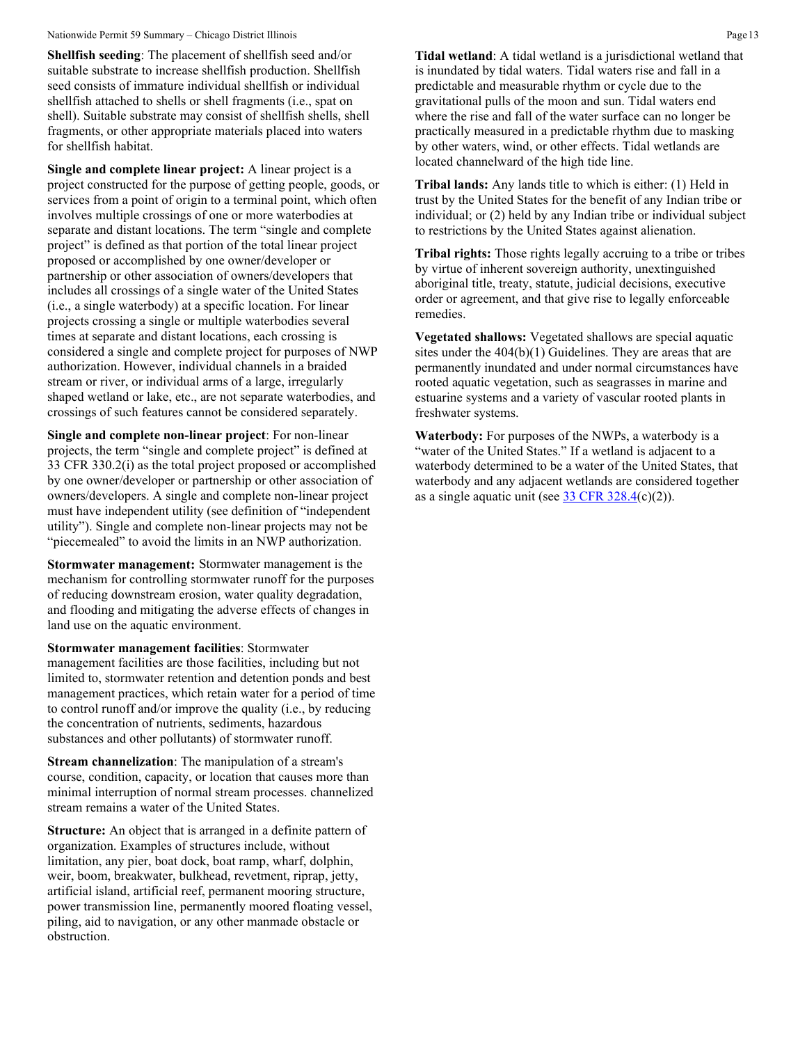**Shellfish seeding**: The placement of shellfish seed and/or suitable substrate to increase shellfish production. Shellfish seed consists of immature individual shellfish or individual shellfish attached to shells or shell fragments (i.e., spat on shell). Suitable substrate may consist of shellfish shells, shell fragments, or other appropriate materials placed into waters for shellfish habitat.

**Single and complete linear project:** A linear project is a project constructed for the purpose of getting people, goods, or services from a point of origin to a terminal point, which often involves multiple crossings of one or more waterbodies at separate and distant locations. The term "single and complete project" is defined as that portion of the total linear project proposed or accomplished by one owner/developer or partnership or other association of owners/developers that includes all crossings of a single water of the United States (i.e., a single waterbody) at a specific location. For linear projects crossing a single or multiple waterbodies several times at separate and distant locations, each crossing is considered a single and complete project for purposes of NWP authorization. However, individual channels in a braided stream or river, or individual arms of a large, irregularly shaped wetland or lake, etc., are not separate waterbodies, and crossings of such features cannot be considered separately.

**Single and complete non-linear project**: For non-linear projects, the term "single and complete project" is defined at 33 CFR 330.2(i) as the total project proposed or accomplished by one owner/developer or partnership or other association of owners/developers. A single and complete non-linear project must have independent utility (see definition of "independent utility"). Single and complete non-linear projects may not be "piecemealed" to avoid the limits in an NWP authorization.

**Stormwater management:** Stormwater management is the mechanism for controlling stormwater runoff for the purposes of reducing downstream erosion, water quality degradation, and flooding and mitigating the adverse effects of changes in land use on the aquatic environment.

**Stormwater management facilities**: Stormwater management facilities are those facilities, including but not limited to, stormwater retention and detention ponds and best management practices, which retain water for a period of time to control runoff and/or improve the quality (i.e., by reducing the concentration of nutrients, sediments, hazardous substances and other pollutants) of stormwater runoff.

**Stream channelization**: The manipulation of a stream's course, condition, capacity, or location that causes more than minimal interruption of normal stream processes. channelized stream remains a water of the United States.

**Structure:** An object that is arranged in a definite pattern of organization. Examples of structures include, without limitation, any pier, boat dock, boat ramp, wharf, dolphin, weir, boom, breakwater, bulkhead, revetment, riprap, jetty, artificial island, artificial reef, permanent mooring structure, power transmission line, permanently moored floating vessel, piling, aid to navigation, or any other manmade obstacle or obstruction.

**Tidal wetland**: A tidal wetland is a jurisdictional wetland that is inundated by tidal waters. Tidal waters rise and fall in a predictable and measurable rhythm or cycle due to the gravitational pulls of the moon and sun. Tidal waters end where the rise and fall of the water surface can no longer be practically measured in a predictable rhythm due to masking by other waters, wind, or other effects. Tidal wetlands are located channelward of the high tide line.

**Tribal lands:** Any lands title to which is either: (1) Held in trust by the United States for the benefit of any Indian tribe or individual; or (2) held by any Indian tribe or individual subject to restrictions by the United States against alienation.

**Tribal rights:** Those rights legally accruing to a tribe or tribes by virtue of inherent sovereign authority, unextinguished aboriginal title, treaty, statute, judicial decisions, executive order or agreement, and that give rise to legally enforceable remedies.

**Vegetated shallows:** Vegetated shallows are special aquatic sites under the 404(b)(1) Guidelines. They are areas that are permanently inundated and under normal circumstances have rooted aquatic vegetation, such as seagrasses in marine and estuarine systems and a variety of vascular rooted plants in freshwater systems.

**Waterbody:** For purposes of the NWPs, a waterbody is a "water of the United States." If a wetland is adjacent to a waterbody determined to be a water of the United States, that waterbody and any adjacent wetlands are considered together as a single aquatic unit (see 33 CFR 328.4(c)(2)).